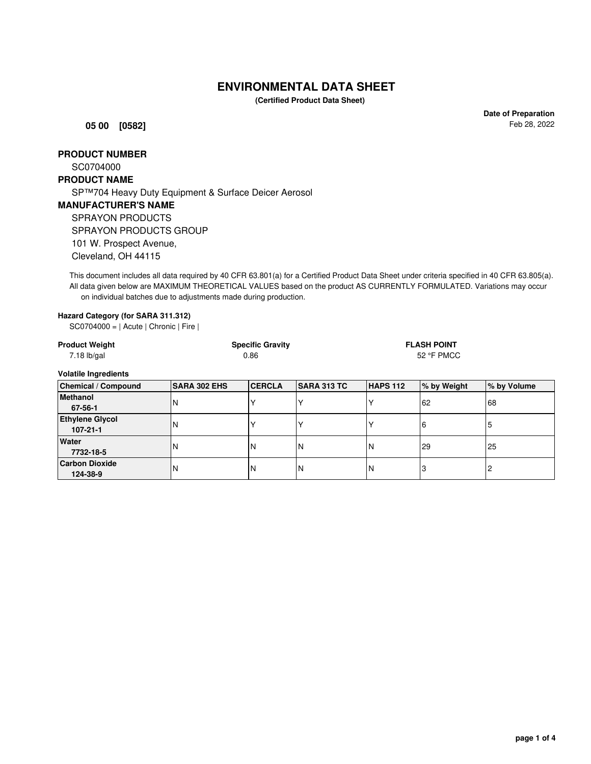# ENVIRONMENTAL DATA SHEET

**(Certified Product Data Sheet)**

**05 00 [0582]**

**Date of Preparation**
Feb 28, 2022

## PRODUCT NUMBER

SC0704000

## PRODUCT NAME

SP™704 Heavy Duty Equipment & Surface Deicer Aerosol

## MANUFACTURER'S NAME

SPRAYON PRODUCTS
SPRAYON PRODUCTS GROUP
101 W. Prospect Avenue,
Cleveland, OH 44115

This document includes all data required by 40 CFR 63.801(a) for a Certified Product Data Sheet under criteria specified in 40 CFR 63.805(a). All data given below are MAXIMUM THEORETICAL VALUES based on the product AS CURRENTLY FORMULATED. Variations may occur on individual batches due to adjustments made during production.

**Hazard Category (for SARA 311.312)**

SC0704000 = | Acute | Chronic | Fire |

| **Product Weight** | **Specific Gravity** | **FLASH POINT** |
|---|---|---|
| 7.18 lb/gal | 0.86 | 52 °F PMCC |

**Volatile Ingredients**

| Chemical / Compound | SARA 302 EHS | CERCLA | SARA 313 TC | HAPS 112 | % by Weight | % by Volume |
|---|---|---|---|---|---|---|
| **Methanol** **67-56-1** | N | Y | Y | Y | 62 | 68 |
| **Ethylene Glycol** **107-21-1** | N | Y | Y | Y | 6 | 5 |
| **Water** **7732-18-5** | N | N | N | N | 29 | 25 |
| **Carbon Dioxide** **124-38-9** | N | N | N | N | 3 | 2 |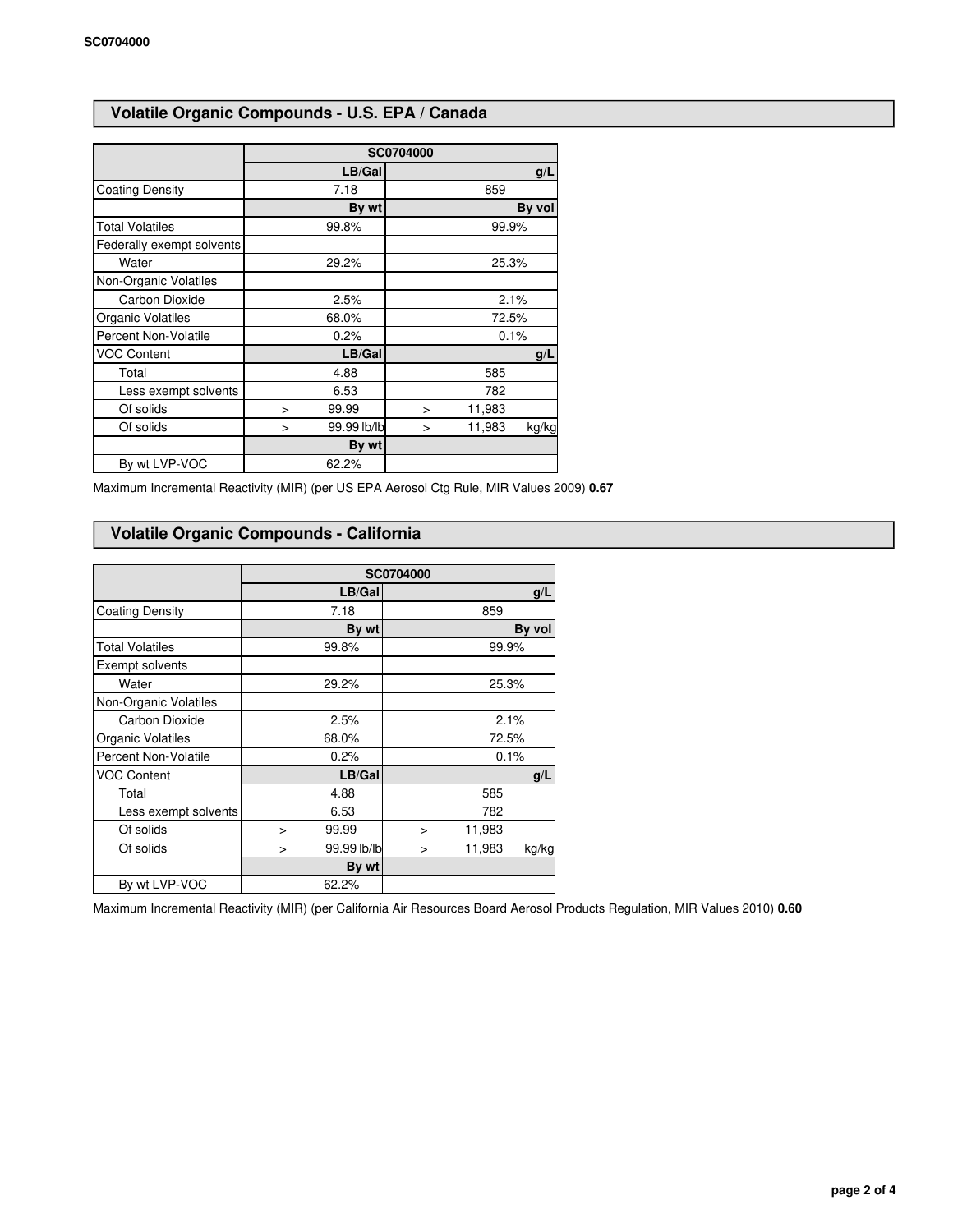## Volatile Organic Compounds - U.S. EPA / Canada

| | SC0704000 | |
|---|---|---|
| | LB/Gal | g/L |
| Coating Density | 7.18 | 859 |
| | By wt | By vol |
| Total Volatiles | 99.8% | 99.9% |
| Federally exempt solvents | | |
| Water | 29.2% | 25.3% |
| Non-Organic Volatiles | | |
| Carbon Dioxide | 2.5% | 2.1% |
| Organic Volatiles | 68.0% | 72.5% |
| Percent Non-Volatile | 0.2% | 0.1% |
| VOC Content | LB/Gal | g/L |
| Total | 4.88 | 585 |
| Less exempt solvents | 6.53 | 782 |
| Of solids | > 99.99 | > 11,983 |
| Of solids | > 99.99 lb/lb | > 11,983 kg/kg |
| | By wt | |
| By wt LVP-VOC | 62.2% | |

Maximum Incremental Reactivity (MIR) (per US EPA Aerosol Ctg Rule, MIR Values 2009) **0.67**

## Volatile Organic Compounds - California

| | SC0704000 | |
|---|---|---|
| | LB/Gal | g/L |
| Coating Density | 7.18 | 859 |
| | By wt | By vol |
| Total Volatiles | 99.8% | 99.9% |
| Exempt solvents | | |
| Water | 29.2% | 25.3% |
| Non-Organic Volatiles | | |
| Carbon Dioxide | 2.5% | 2.1% |
| Organic Volatiles | 68.0% | 72.5% |
| Percent Non-Volatile | 0.2% | 0.1% |
| VOC Content | LB/Gal | g/L |
| Total | 4.88 | 585 |
| Less exempt solvents | 6.53 | 782 |
| Of solids | > 99.99 | > 11,983 |
| Of solids | > 99.99 lb/lb | > 11,983 kg/kg |
| | By wt | |
| By wt LVP-VOC | 62.2% | |

Maximum Incremental Reactivity (MIR) (per California Air Resources Board Aerosol Products Regulation, MIR Values 2010) **0.60**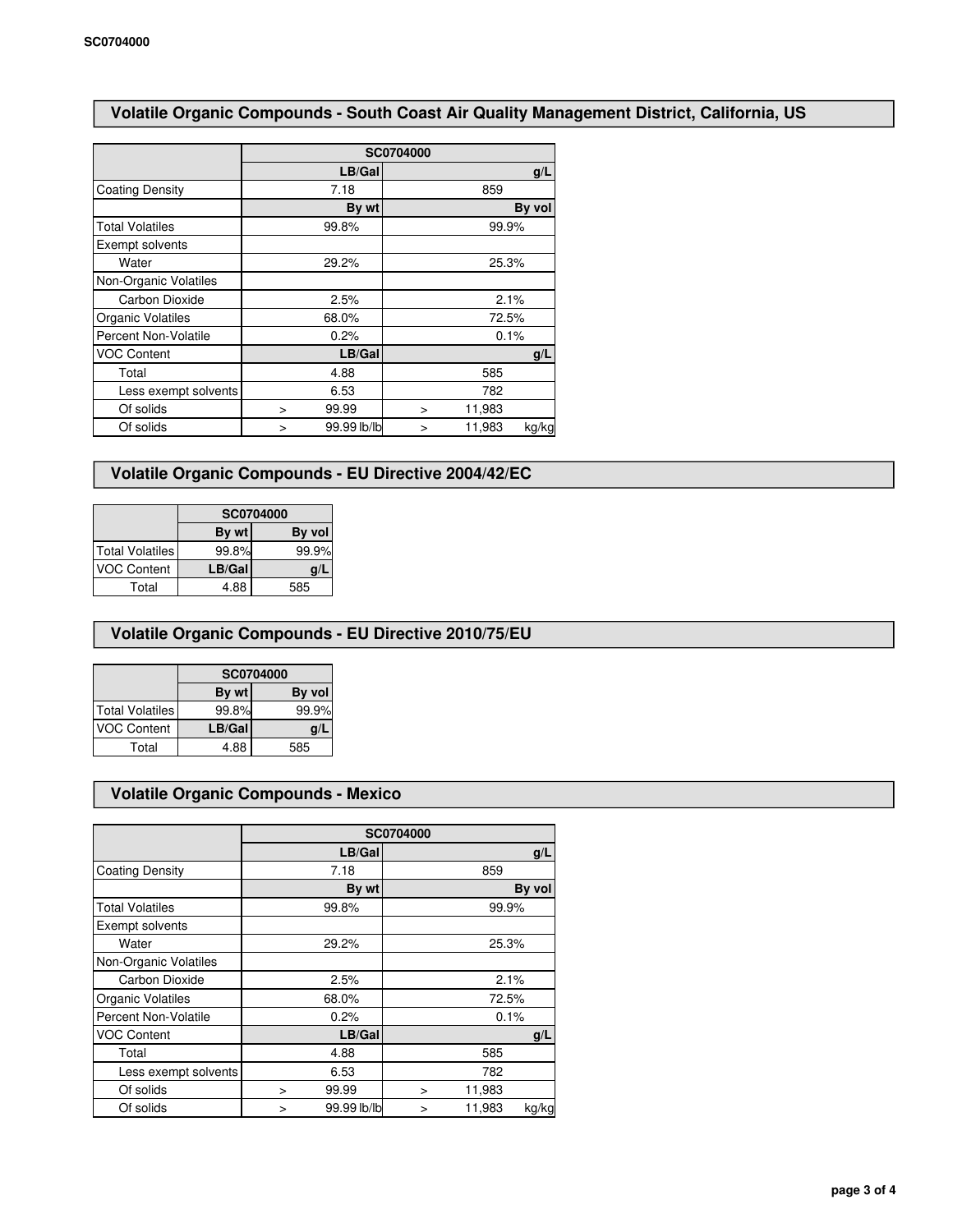## Volatile Organic Compounds - South Coast Air Quality Management District, California, US

| | SC0704000 | | | |
|---|---|---|---|---|
| | | LB/Gal | | g/L |
| Coating Density | | 7.18 | | 859 |
| | | By wt | | By vol |
| Total Volatiles | | 99.8% | | 99.9% |
| Exempt solvents | | | | |
| Water | | 29.2% | | 25.3% |
| Non-Organic Volatiles | | | | |
| Carbon Dioxide | | 2.5% | | 2.1% |
| Organic Volatiles | | 68.0% | | 72.5% |
| Percent Non-Volatile | | 0.2% | | 0.1% |
| VOC Content | | LB/Gal | | g/L |
| Total | | 4.88 | | 585 |
| Less exempt solvents | | 6.53 | | 782 |
| Of solids | > | 99.99 | > | 11,983 |
| Of solids | > | 99.99 lb/lb | > | 11,983 kg/kg |

## Volatile Organic Compounds - EU Directive 2004/42/EC

| | SC0704000 | |
|---|---|---|
| | By wt | By vol |
| Total Volatiles | 99.8% | 99.9% |
| VOC Content | LB/Gal | g/L |
| Total | 4.88 | 585 |

## Volatile Organic Compounds - EU Directive 2010/75/EU

| | SC0704000 | |
|---|---|---|
| | By wt | By vol |
| Total Volatiles | 99.8% | 99.9% |
| VOC Content | LB/Gal | g/L |
| Total | 4.88 | 585 |

## Volatile Organic Compounds - Mexico

| | SC0704000 | | | |
|---|---|---|---|---|
| | | LB/Gal | | g/L |
| Coating Density | | 7.18 | | 859 |
| | | By wt | | By vol |
| Total Volatiles | | 99.8% | | 99.9% |
| Exempt solvents | | | | |
| Water | | 29.2% | | 25.3% |
| Non-Organic Volatiles | | | | |
| Carbon Dioxide | | 2.5% | | 2.1% |
| Organic Volatiles | | 68.0% | | 72.5% |
| Percent Non-Volatile | | 0.2% | | 0.1% |
| VOC Content | | LB/Gal | | g/L |
| Total | | 4.88 | | 585 |
| Less exempt solvents | | 6.53 | | 782 |
| Of solids | > | 99.99 | > | 11,983 |
| Of solids | > | 99.99 lb/lb | > | 11,983 kg/kg |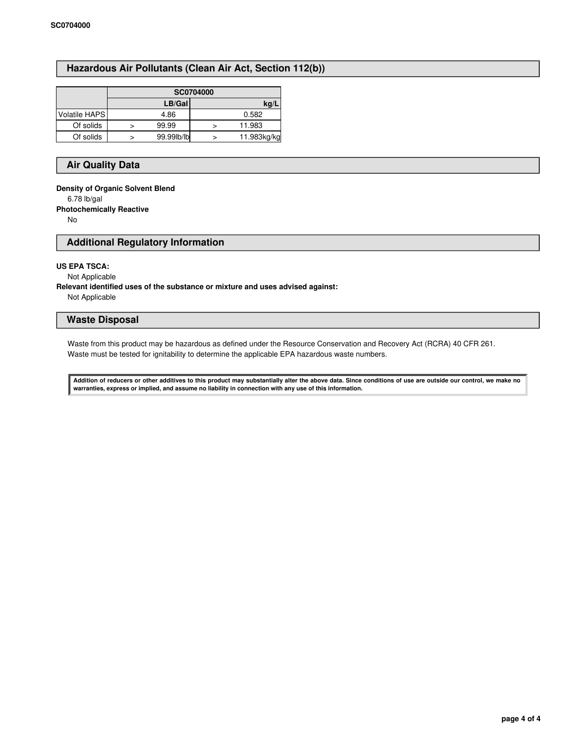## Hazardous Air Pollutants (Clean Air Act, Section 112(b))

| | SC0704000 | | | |
|---|---|---|---|---|
| | | LB/Gal | | kg/L |
| Volatile HAPS | | 4.86 | | 0.582 |
| Of solids | > | 99.99 | > | 11.983 |
| Of solids | > | 99.99lb/lb | > | 11.983kg/kg |

## Air Quality Data

**Density of Organic Solvent Blend**

6.78 lb/gal

**Photochemically Reactive**

No

## Additional Regulatory Information

**US EPA TSCA:**

Not Applicable

**Relevant identified uses of the substance or mixture and uses advised against:**

Not Applicable

## Waste Disposal

Waste from this product may be hazardous as defined under the Resource Conservation and Recovery Act (RCRA) 40 CFR 261.
Waste must be tested for ignitability to determine the applicable EPA hazardous waste numbers.

**Addition of reducers or other additives to this product may substantially alter the above data. Since conditions of use are outside our control, we make no warranties, express or implied, and assume no liability in connection with any use of this information.**